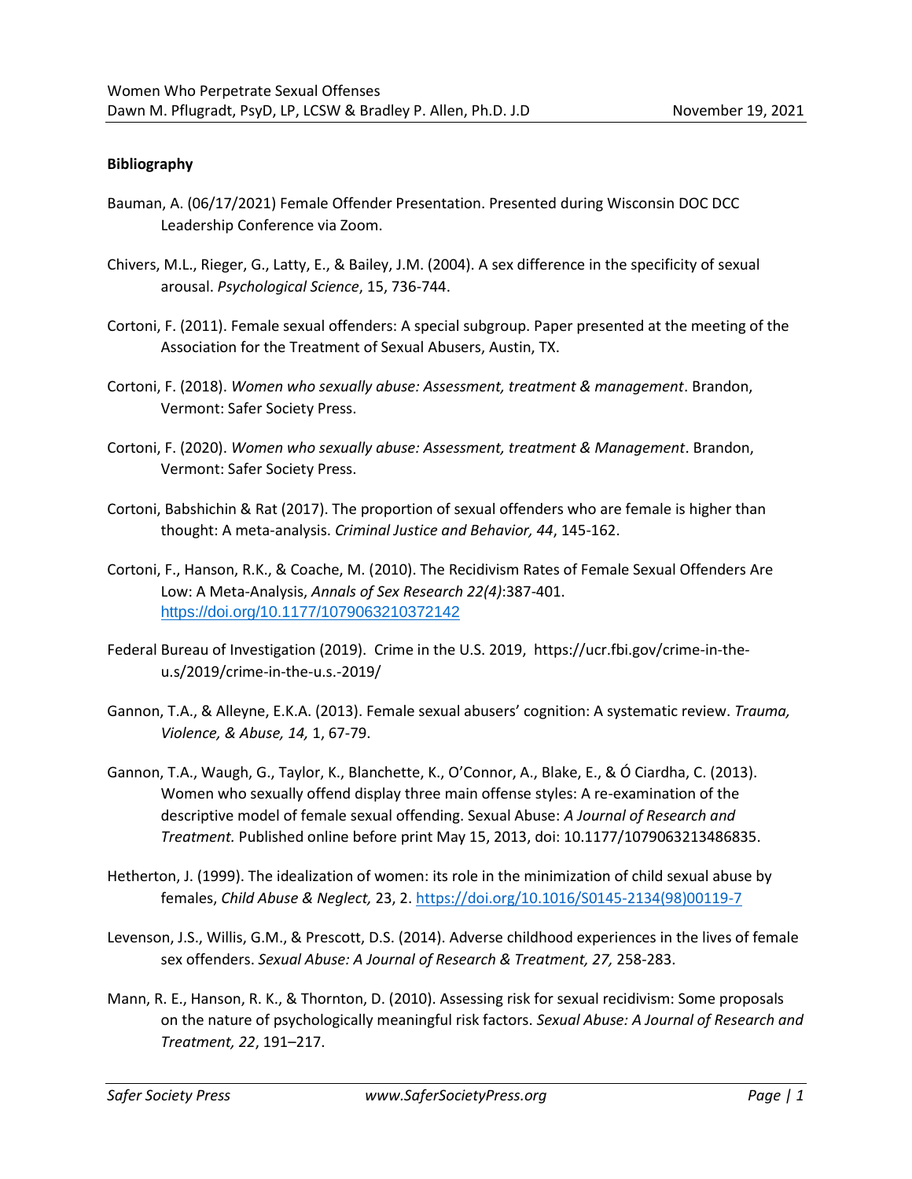**Bibliography**

Bauman, A. (06/17/2021) Female Offender Presentation. Presented during Wisconsin DOC DCC Leadership Conference via Zoom.

Chivers, M.L., Rieger, G., Latty, E., & Bailey, J.M. (2004). A sex difference in the specificity of sexual arousal. *Psychological Science*, 15, 736-744.

Cortoni, F. (2011). Female sexual offenders: A special subgroup. Paper presented at the meeting of the Association for the Treatment of Sexual Abusers, Austin, TX.

Cortoni, F. (2018). *Women who sexually abuse: Assessment, treatment & management*. Brandon, Vermont: Safer Society Press.

Cortoni, F. (2020). *Women who sexually abuse: Assessment, treatment & Management*. Brandon, Vermont: Safer Society Press.

Cortoni, Babshichin & Rat (2017). The proportion of sexual offenders who are female is higher than thought: A meta-analysis. *Criminal Justice and Behavior, 44*, 145-162.

Cortoni, F., Hanson, R.K., & Coache, M. (2010). The Recidivism Rates of Female Sexual Offenders Are Low: A Meta-Analysis, *Annals of Sex Research 22(4)*:387-401. https://doi.org/10.1177/1079063210372142

Federal Bureau of Investigation (2019). Crime in the U.S. 2019, https://ucr.fbi.gov/crime-in-the-u.s/2019/crime-in-the-u.s.-2019/

Gannon, T.A., & Alleyne, E.K.A. (2013). Female sexual abusers' cognition: A systematic review. *Trauma, Violence, & Abuse, 14,* 1, 67-79.

Gannon, T.A., Waugh, G., Taylor, K., Blanchette, K., O'Connor, A., Blake, E., & Ó Ciardha, C. (2013). Women who sexually offend display three main offense styles: A re-examination of the descriptive model of female sexual offending. Sexual Abuse: *A Journal of Research and Treatment.* Published online before print May 15, 2013, doi: 10.1177/1079063213486835.

Hetherton, J. (1999). The idealization of women: its role in the minimization of child sexual abuse by females, *Child Abuse & Neglect,* 23, 2. https://doi.org/10.1016/S0145-2134(98)00119-7

Levenson, J.S., Willis, G.M., & Prescott, D.S. (2014). Adverse childhood experiences in the lives of female sex offenders. *Sexual Abuse: A Journal of Research & Treatment, 27,* 258-283.

Mann, R. E., Hanson, R. K., & Thornton, D. (2010). Assessing risk for sexual recidivism: Some proposals on the nature of psychologically meaningful risk factors. *Sexual Abuse: A Journal of Research and Treatment, 22*, 191–217.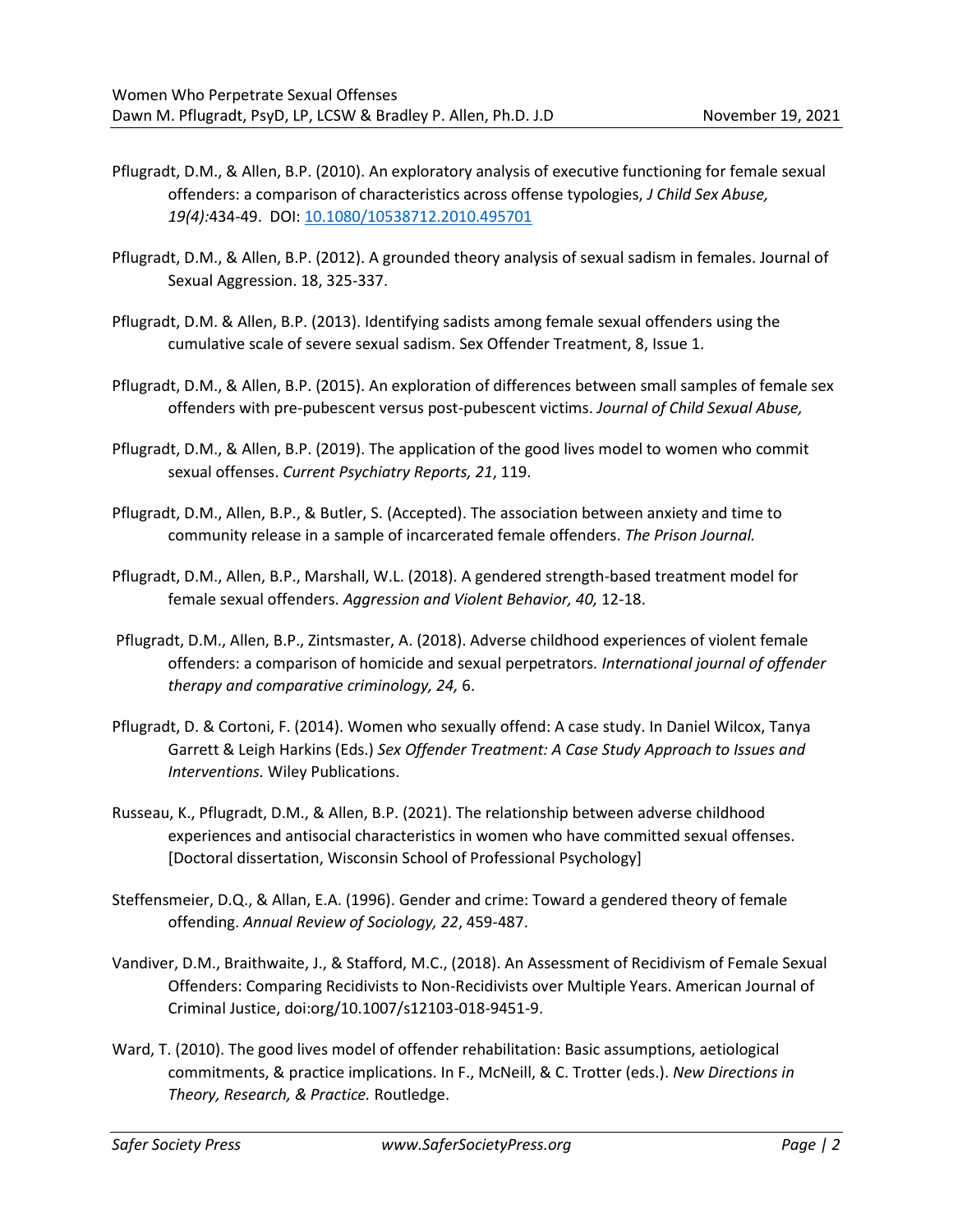Pflugradt, D.M., & Allen, B.P. (2010). An exploratory analysis of executive functioning for female sexual offenders: a comparison of characteristics across offense typologies, *J Child Sex Abuse, 19(4):*434-49. DOI: [10.1080/10538712.2010.495701](https://doi.org/10.1080/10538712.2010.495701)

Pflugradt, D.M., & Allen, B.P. (2012). A grounded theory analysis of sexual sadism in females. Journal of Sexual Aggression. 18, 325-337.

Pflugradt, D.M. & Allen, B.P. (2013). Identifying sadists among female sexual offenders using the cumulative scale of severe sexual sadism. Sex Offender Treatment, 8, Issue 1.

Pflugradt, D.M., & Allen, B.P. (2015). An exploration of differences between small samples of female sex offenders with pre-pubescent versus post-pubescent victims. *Journal of Child Sexual Abuse,*

Pflugradt, D.M., & Allen, B.P. (2019). The application of the good lives model to women who commit sexual offenses. *Current Psychiatry Reports, 21*, 119.

Pflugradt, D.M., Allen, B.P., & Butler, S. (Accepted). The association between anxiety and time to community release in a sample of incarcerated female offenders. *The Prison Journal.*

Pflugradt, D.M., Allen, B.P., Marshall, W.L. (2018). A gendered strength-based treatment model for female sexual offenders. *Aggression and Violent Behavior, 40,* 12-18.

Pflugradt, D.M., Allen, B.P., Zintsmaster, A. (2018). Adverse childhood experiences of violent female offenders: a comparison of homicide and sexual perpetrators*. International journal of offender therapy and comparative criminology, 24,* 6.

Pflugradt, D. & Cortoni, F. (2014). Women who sexually offend: A case study. In Daniel Wilcox, Tanya Garrett & Leigh Harkins (Eds.) *Sex Offender Treatment: A Case Study Approach to Issues and Interventions.* Wiley Publications.

Russeau, K., Pflugradt, D.M., & Allen, B.P. (2021). The relationship between adverse childhood experiences and antisocial characteristics in women who have committed sexual offenses. [Doctoral dissertation, Wisconsin School of Professional Psychology]

Steffensmeier, D.Q., & Allan, E.A. (1996). Gender and crime: Toward a gendered theory of female offending. *Annual Review of Sociology, 22*, 459-487.

Vandiver, D.M., Braithwaite, J., & Stafford, M.C., (2018). An Assessment of Recidivism of Female Sexual Offenders: Comparing Recidivists to Non-Recidivists over Multiple Years. American Journal of Criminal Justice, doi:org/10.1007/s12103-018-9451-9.

Ward, T. (2010). The good lives model of offender rehabilitation: Basic assumptions, aetiological commitments, & practice implications. In F., McNeill, & C. Trotter (eds.). *New Directions in Theory, Research, & Practice.* Routledge.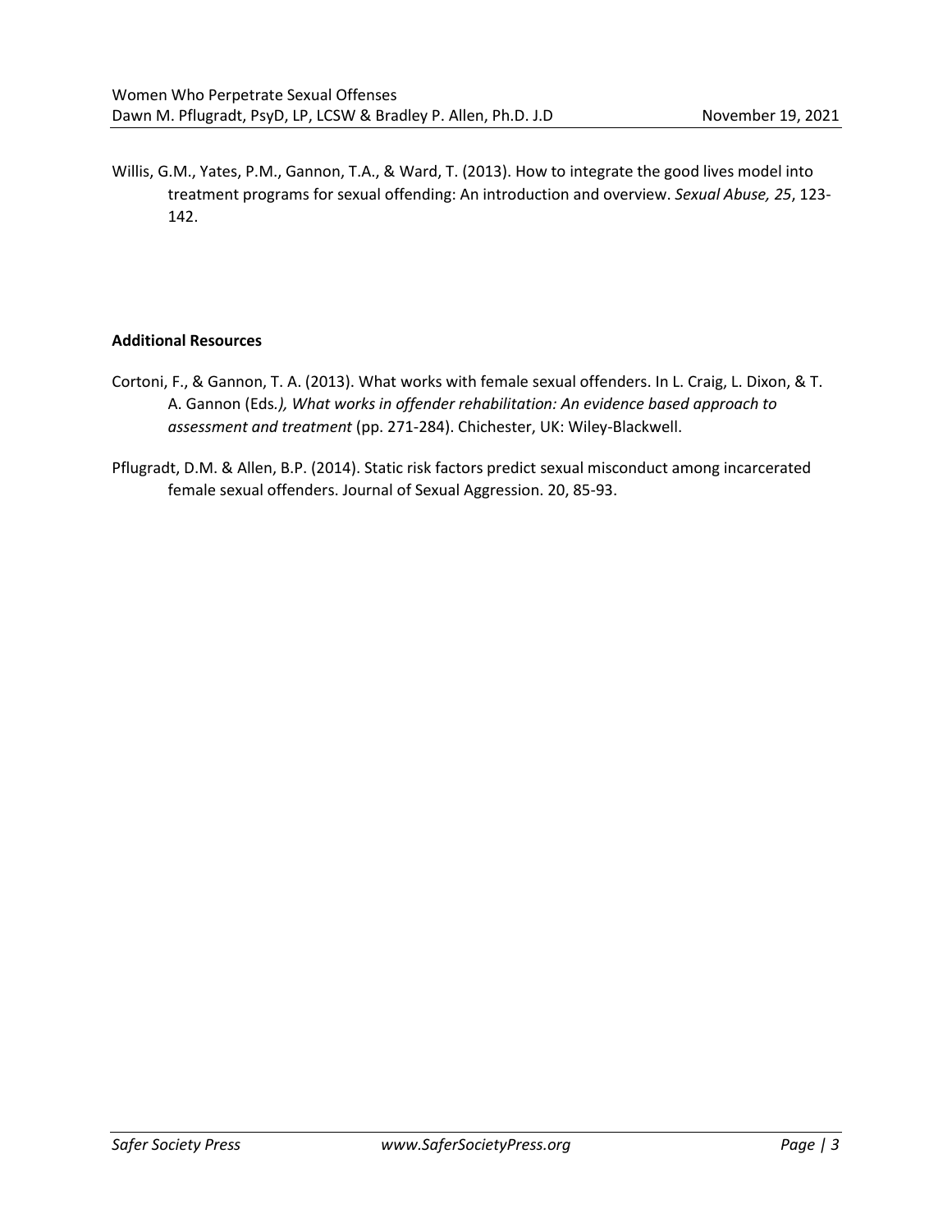Willis, G.M., Yates, P.M., Gannon, T.A., & Ward, T. (2013). How to integrate the good lives model into treatment programs for sexual offending: An introduction and overview. *Sexual Abuse, 25*, 123-142.

**Additional Resources**

Cortoni, F., & Gannon, T. A. (2013). What works with female sexual offenders. In L. Craig, L. Dixon, & T. A. Gannon (Eds*.), What works in offender rehabilitation: An evidence based approach to assessment and treatment* (pp. 271-284). Chichester, UK: Wiley-Blackwell.

Pflugradt, D.M. & Allen, B.P. (2014). Static risk factors predict sexual misconduct among incarcerated female sexual offenders. Journal of Sexual Aggression. 20, 85-93.